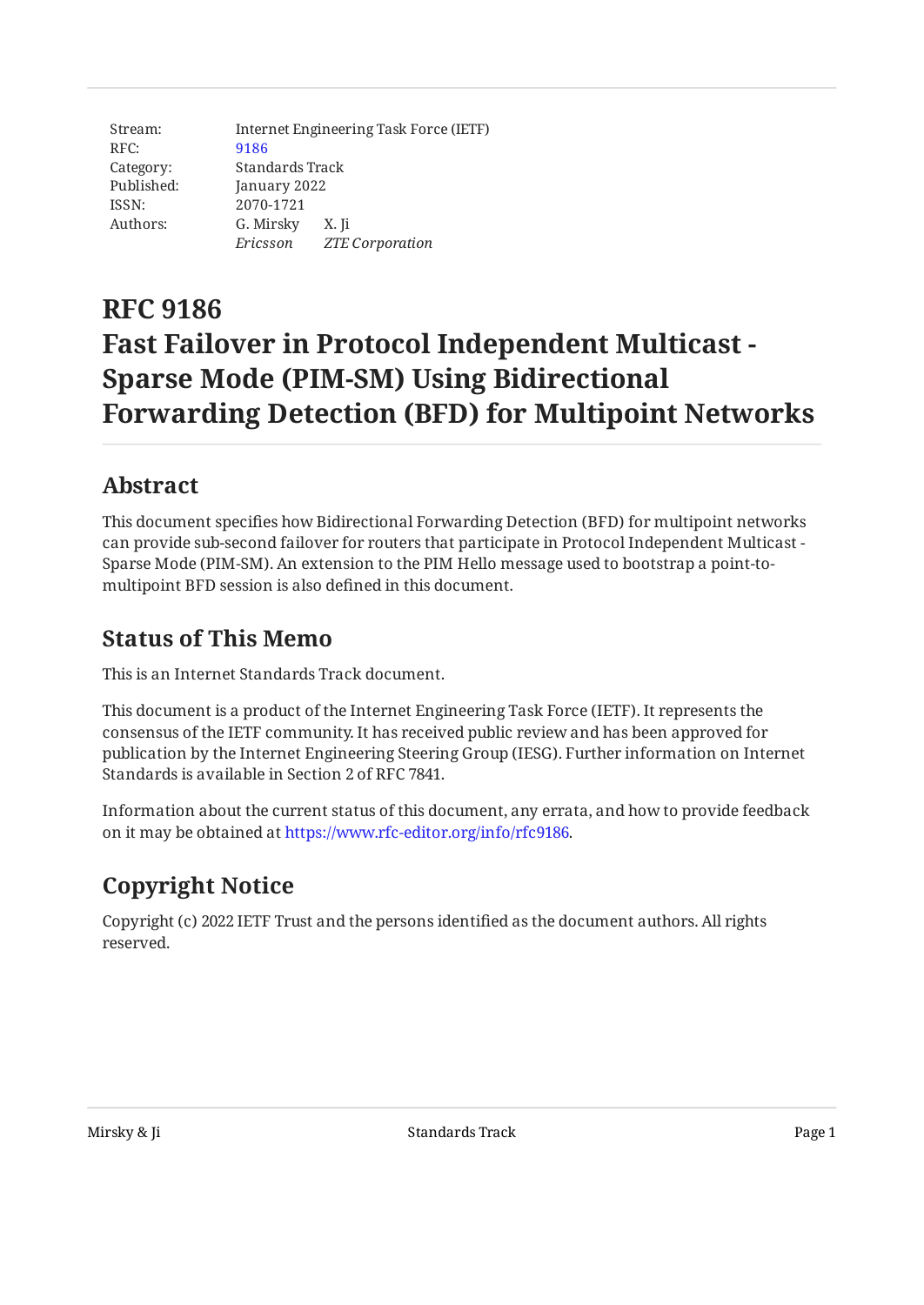| | | |
|---|---|---|
| Stream: | Internet Engineering Task Force (IETF) | |
| RFC: | 9186 | |
| Category: | Standards Track | |
| Published: | January 2022 | |
| ISSN: | 2070-1721 | |
| Authors: | G. Mirsky | X. Ji |
| | *Ericsson* | *ZTE Corporation* |

# RFC 9186
# Fast Failover in Protocol Independent Multicast - Sparse Mode (PIM-SM) Using Bidirectional Forwarding Detection (BFD) for Multipoint Networks

## Abstract

This document specifies how Bidirectional Forwarding Detection (BFD) for multipoint networks can provide sub-second failover for routers that participate in Protocol Independent Multicast - Sparse Mode (PIM-SM). An extension to the PIM Hello message used to bootstrap a point-to-multipoint BFD session is also defined in this document.

## Status of This Memo

This is an Internet Standards Track document.

This document is a product of the Internet Engineering Task Force (IETF). It represents the consensus of the IETF community. It has received public review and has been approved for publication by the Internet Engineering Steering Group (IESG). Further information on Internet Standards is available in Section 2 of RFC 7841.

Information about the current status of this document, any errata, and how to provide feedback on it may be obtained at https://www.rfc-editor.org/info/rfc9186.

## Copyright Notice

Copyright (c) 2022 IETF Trust and the persons identified as the document authors. All rights reserved.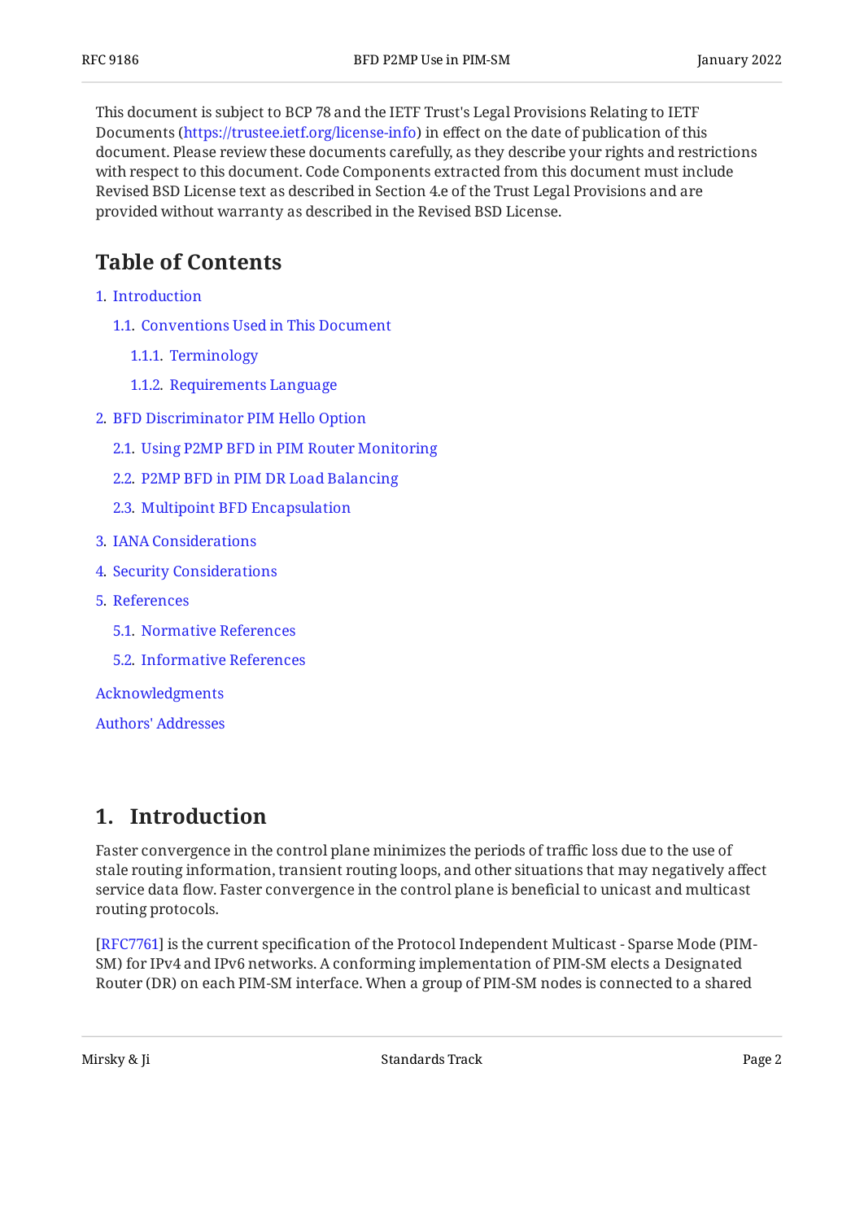This document is subject to BCP 78 and the IETF Trust's Legal Provisions Relating to IETF Documents (https://trustee.ietf.org/license-info) in effect on the date of publication of this document. Please review these documents carefully, as they describe your rights and restrictions with respect to this document. Code Components extracted from this document must include Revised BSD License text as described in Section 4.e of the Trust Legal Provisions and are provided without warranty as described in the Revised BSD License.

## Table of Contents

1. Introduction
   - 1.1. Conventions Used in This Document
     - 1.1.1. Terminology
     - 1.1.2. Requirements Language
2. BFD Discriminator PIM Hello Option
   - 2.1. Using P2MP BFD in PIM Router Monitoring
   - 2.2. P2MP BFD in PIM DR Load Balancing
   - 2.3. Multipoint BFD Encapsulation
3. IANA Considerations
4. Security Considerations
5. References
   - 5.1. Normative References
   - 5.2. Informative References

Acknowledgments

Authors' Addresses

## 1. Introduction

Faster convergence in the control plane minimizes the periods of traffic loss due to the use of stale routing information, transient routing loops, and other situations that may negatively affect service data flow. Faster convergence in the control plane is beneficial to unicast and multicast routing protocols.

[RFC7761] is the current specification of the Protocol Independent Multicast - Sparse Mode (PIM-SM) for IPv4 and IPv6 networks. A conforming implementation of PIM-SM elects a Designated Router (DR) on each PIM-SM interface. When a group of PIM-SM nodes is connected to a shared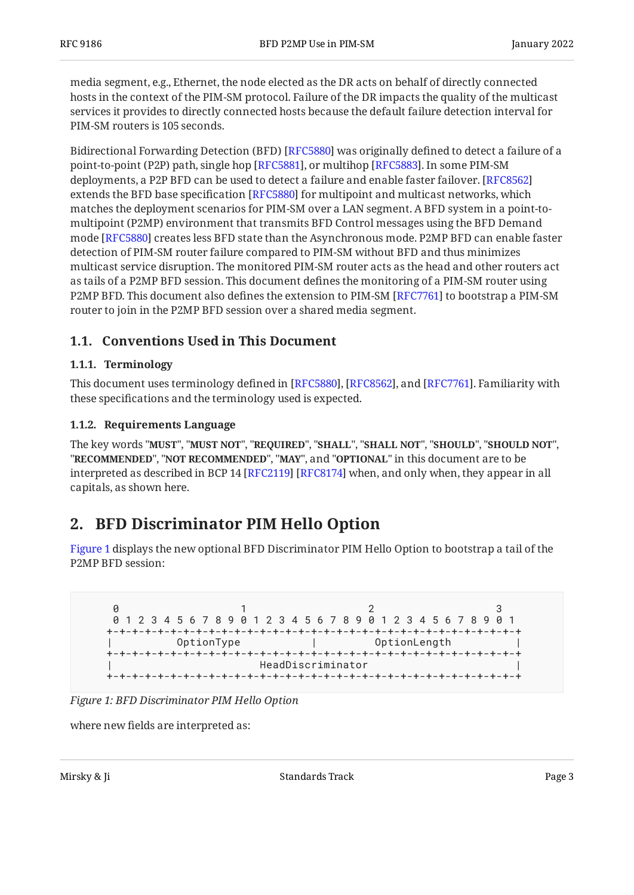media segment, e.g., Ethernet, the node elected as the DR acts on behalf of directly connected hosts in the context of the PIM-SM protocol. Failure of the DR impacts the quality of the multicast services it provides to directly connected hosts because the default failure detection interval for PIM-SM routers is 105 seconds.

Bidirectional Forwarding Detection (BFD) [RFC5880] was originally defined to detect a failure of a point-to-point (P2P) path, single hop [RFC5881], or multihop [RFC5883]. In some PIM-SM deployments, a P2P BFD can be used to detect a failure and enable faster failover. [RFC8562] extends the BFD base specification [RFC5880] for multipoint and multicast networks, which matches the deployment scenarios for PIM-SM over a LAN segment. A BFD system in a point-to-multipoint (P2MP) environment that transmits BFD Control messages using the BFD Demand mode [RFC5880] creates less BFD state than the Asynchronous mode. P2MP BFD can enable faster detection of PIM-SM router failure compared to PIM-SM without BFD and thus minimizes multicast service disruption. The monitored PIM-SM router acts as the head and other routers act as tails of a P2MP BFD session. This document defines the monitoring of a PIM-SM router using P2MP BFD. This document also defines the extension to PIM-SM [RFC7761] to bootstrap a PIM-SM router to join in the P2MP BFD session over a shared media segment.

### 1.1. Conventions Used in This Document

#### 1.1.1. Terminology

This document uses terminology defined in [RFC5880], [RFC8562], and [RFC7761]. Familiarity with these specifications and the terminology used is expected.

#### 1.1.2. Requirements Language

The key words "**MUST**", "**MUST NOT**", "**REQUIRED**", "**SHALL**", "**SHALL NOT**", "**SHOULD**", "**SHOULD NOT**", "**RECOMMENDED**", "**NOT RECOMMENDED**", "**MAY**", and "**OPTIONAL**" in this document are to be interpreted as described in BCP 14 [RFC2119] [RFC8174] when, and only when, they appear in all capitals, as shown here.

## 2. BFD Discriminator PIM Hello Option

Figure 1 displays the new optional BFD Discriminator PIM Hello Option to bootstrap a tail of the P2MP BFD session:

```
  0                   1                   2                   3
  0 1 2 3 4 5 6 7 8 9 0 1 2 3 4 5 6 7 8 9 0 1 2 3 4 5 6 7 8 9 0 1
 +-+-+-+-+-+-+-+-+-+-+-+-+-+-+-+-+-+-+-+-+-+-+-+-+-+-+-+-+-+-+-+-+
 |          OptionType           |         OptionLength          |
 +-+-+-+-+-+-+-+-+-+-+-+-+-+-+-+-+-+-+-+-+-+-+-+-+-+-+-+-+-+-+-+-+
 |                       HeadDiscriminator                       |
 +-+-+-+-+-+-+-+-+-+-+-+-+-+-+-+-+-+-+-+-+-+-+-+-+-+-+-+-+-+-+-+-+
```

*Figure 1: BFD Discriminator PIM Hello Option*

where new fields are interpreted as: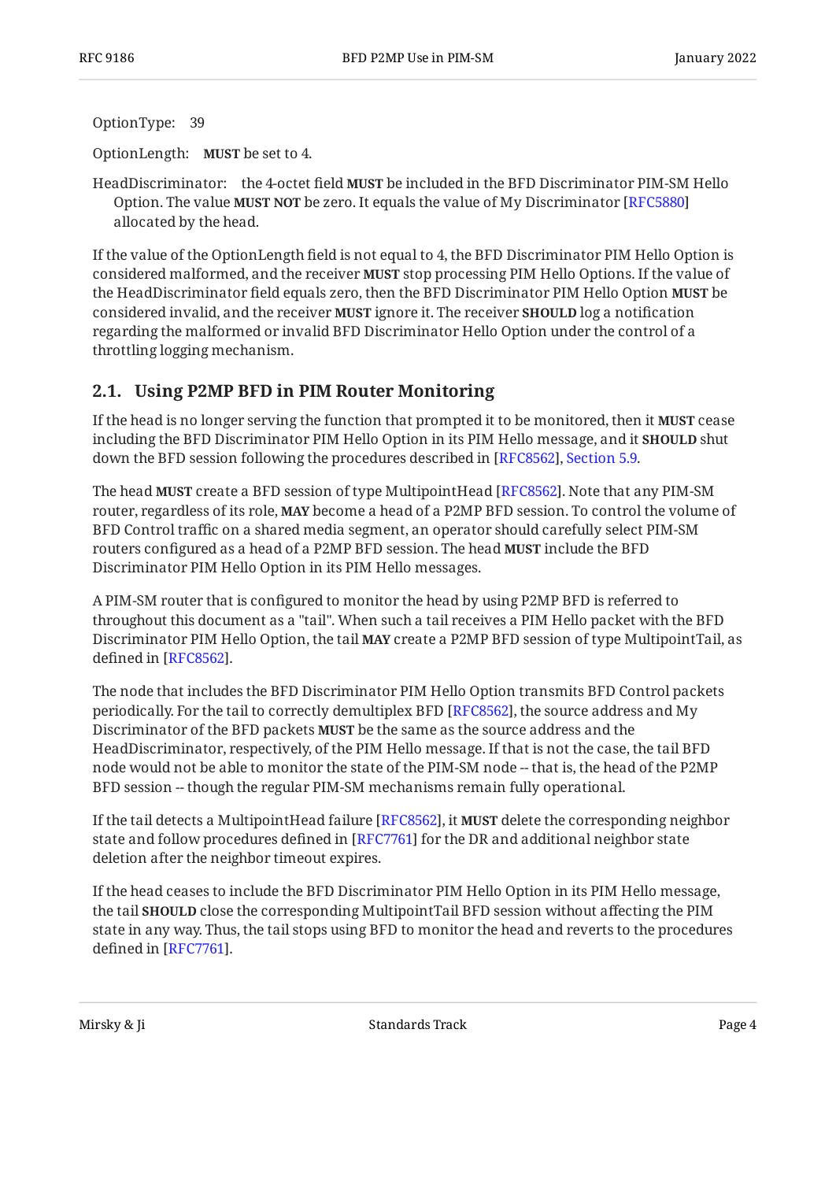OptionType: 39

OptionLength: **MUST** be set to 4.

HeadDiscriminator: the 4-octet field **MUST** be included in the BFD Discriminator PIM-SM Hello Option. The value **MUST NOT** be zero. It equals the value of My Discriminator [RFC5880] allocated by the head.

If the value of the OptionLength field is not equal to 4, the BFD Discriminator PIM Hello Option is considered malformed, and the receiver **MUST** stop processing PIM Hello Options. If the value of the HeadDiscriminator field equals zero, then the BFD Discriminator PIM Hello Option **MUST** be considered invalid, and the receiver **MUST** ignore it. The receiver **SHOULD** log a notification regarding the malformed or invalid BFD Discriminator Hello Option under the control of a throttling logging mechanism.

## 2.1. Using P2MP BFD in PIM Router Monitoring

If the head is no longer serving the function that prompted it to be monitored, then it **MUST** cease including the BFD Discriminator PIM Hello Option in its PIM Hello message, and it **SHOULD** shut down the BFD session following the procedures described in [RFC8562], Section 5.9.

The head **MUST** create a BFD session of type MultipointHead [RFC8562]. Note that any PIM-SM router, regardless of its role, **MAY** become a head of a P2MP BFD session. To control the volume of BFD Control traffic on a shared media segment, an operator should carefully select PIM-SM routers configured as a head of a P2MP BFD session. The head **MUST** include the BFD Discriminator PIM Hello Option in its PIM Hello messages.

A PIM-SM router that is configured to monitor the head by using P2MP BFD is referred to throughout this document as a "tail". When such a tail receives a PIM Hello packet with the BFD Discriminator PIM Hello Option, the tail **MAY** create a P2MP BFD session of type MultipointTail, as defined in [RFC8562].

The node that includes the BFD Discriminator PIM Hello Option transmits BFD Control packets periodically. For the tail to correctly demultiplex BFD [RFC8562], the source address and My Discriminator of the BFD packets **MUST** be the same as the source address and the HeadDiscriminator, respectively, of the PIM Hello message. If that is not the case, the tail BFD node would not be able to monitor the state of the PIM-SM node -- that is, the head of the P2MP BFD session -- though the regular PIM-SM mechanisms remain fully operational.

If the tail detects a MultipointHead failure [RFC8562], it **MUST** delete the corresponding neighbor state and follow procedures defined in [RFC7761] for the DR and additional neighbor state deletion after the neighbor timeout expires.

If the head ceases to include the BFD Discriminator PIM Hello Option in its PIM Hello message, the tail **SHOULD** close the corresponding MultipointTail BFD session without affecting the PIM state in any way. Thus, the tail stops using BFD to monitor the head and reverts to the procedures defined in [RFC7761].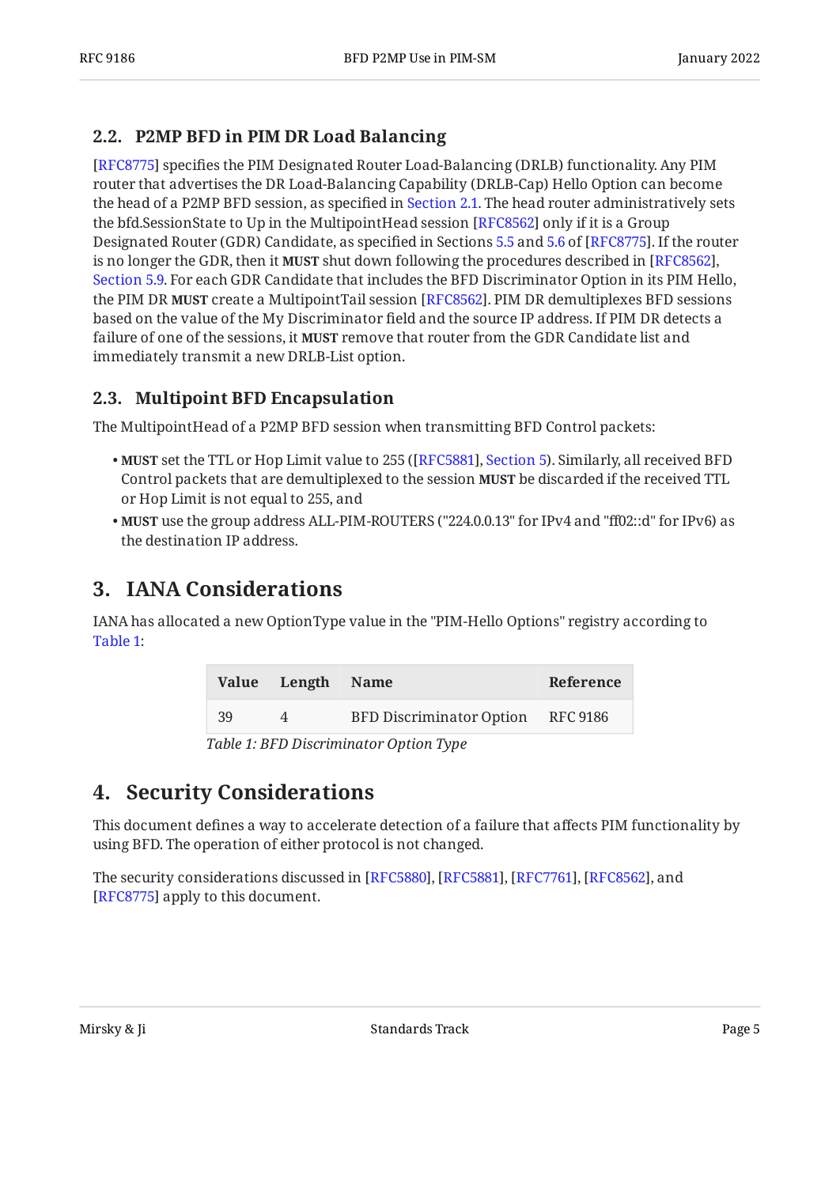### 2.2. P2MP BFD in PIM DR Load Balancing

[RFC8775] specifies the PIM Designated Router Load-Balancing (DRLB) functionality. Any PIM router that advertises the DR Load-Balancing Capability (DRLB-Cap) Hello Option can become the head of a P2MP BFD session, as specified in Section 2.1. The head router administratively sets the bfd.SessionState to Up in the MultipointHead session [RFC8562] only if it is a Group Designated Router (GDR) Candidate, as specified in Sections 5.5 and 5.6 of [RFC8775]. If the router is no longer the GDR, then it **MUST** shut down following the procedures described in [RFC8562], Section 5.9. For each GDR Candidate that includes the BFD Discriminator Option in its PIM Hello, the PIM DR **MUST** create a MultipointTail session [RFC8562]. PIM DR demultiplexes BFD sessions based on the value of the My Discriminator field and the source IP address. If PIM DR detects a failure of one of the sessions, it **MUST** remove that router from the GDR Candidate list and immediately transmit a new DRLB-List option.

### 2.3. Multipoint BFD Encapsulation

The MultipointHead of a P2MP BFD session when transmitting BFD Control packets:

- **MUST** set the TTL or Hop Limit value to 255 ([RFC5881], Section 5). Similarly, all received BFD Control packets that are demultiplexed to the session **MUST** be discarded if the received TTL or Hop Limit is not equal to 255, and
- **MUST** use the group address ALL-PIM-ROUTERS ("224.0.0.13" for IPv4 and "ff02::d" for IPv6) as the destination IP address.

## 3. IANA Considerations

IANA has allocated a new OptionType value in the "PIM-Hello Options" registry according to Table 1:

| Value | Length | Name | Reference |
|---|---|---|---|
| 39 | 4 | BFD Discriminator Option | RFC 9186 |

*Table 1: BFD Discriminator Option Type*

## 4. Security Considerations

This document defines a way to accelerate detection of a failure that affects PIM functionality by using BFD. The operation of either protocol is not changed.

The security considerations discussed in [RFC5880], [RFC5881], [RFC7761], [RFC8562], and [RFC8775] apply to this document.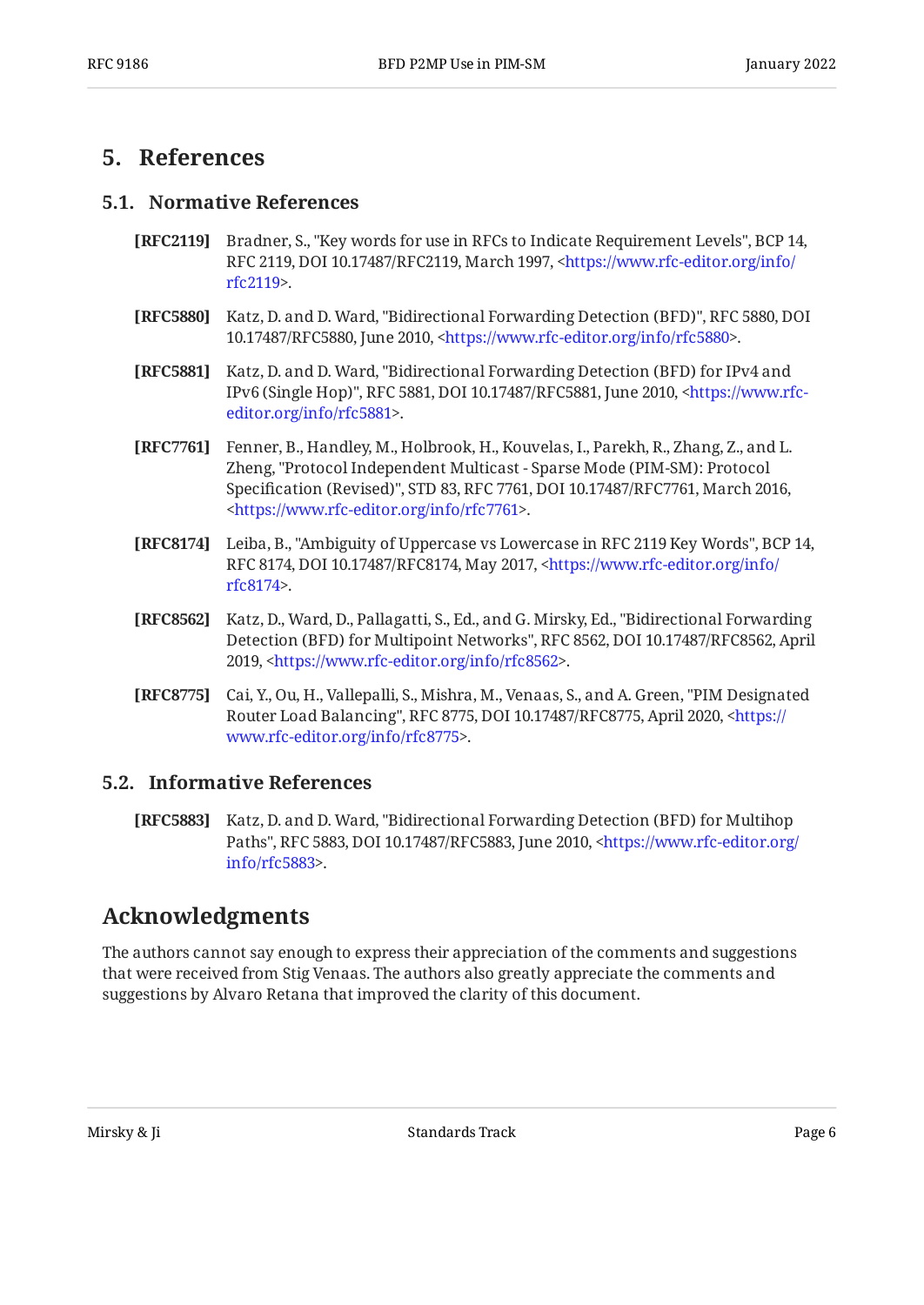## 5. References

### 5.1. Normative References

**[RFC2119]** Bradner, S., "Key words for use in RFCs to Indicate Requirement Levels", BCP 14, RFC 2119, DOI 10.17487/RFC2119, March 1997, <https://www.rfc-editor.org/info/rfc2119>.

**[RFC5880]** Katz, D. and D. Ward, "Bidirectional Forwarding Detection (BFD)", RFC 5880, DOI 10.17487/RFC5880, June 2010, <https://www.rfc-editor.org/info/rfc5880>.

**[RFC5881]** Katz, D. and D. Ward, "Bidirectional Forwarding Detection (BFD) for IPv4 and IPv6 (Single Hop)", RFC 5881, DOI 10.17487/RFC5881, June 2010, <https://www.rfc-editor.org/info/rfc5881>.

**[RFC7761]** Fenner, B., Handley, M., Holbrook, H., Kouvelas, I., Parekh, R., Zhang, Z., and L. Zheng, "Protocol Independent Multicast - Sparse Mode (PIM-SM): Protocol Specification (Revised)", STD 83, RFC 7761, DOI 10.17487/RFC7761, March 2016, <https://www.rfc-editor.org/info/rfc7761>.

**[RFC8174]** Leiba, B., "Ambiguity of Uppercase vs Lowercase in RFC 2119 Key Words", BCP 14, RFC 8174, DOI 10.17487/RFC8174, May 2017, <https://www.rfc-editor.org/info/rfc8174>.

**[RFC8562]** Katz, D., Ward, D., Pallagatti, S., Ed., and G. Mirsky, Ed., "Bidirectional Forwarding Detection (BFD) for Multipoint Networks", RFC 8562, DOI 10.17487/RFC8562, April 2019, <https://www.rfc-editor.org/info/rfc8562>.

**[RFC8775]** Cai, Y., Ou, H., Vallepalli, S., Mishra, M., Venaas, S., and A. Green, "PIM Designated Router Load Balancing", RFC 8775, DOI 10.17487/RFC8775, April 2020, <https://www.rfc-editor.org/info/rfc8775>.

### 5.2. Informative References

**[RFC5883]** Katz, D. and D. Ward, "Bidirectional Forwarding Detection (BFD) for Multihop Paths", RFC 5883, DOI 10.17487/RFC5883, June 2010, <https://www.rfc-editor.org/info/rfc5883>.

## Acknowledgments

The authors cannot say enough to express their appreciation of the comments and suggestions that were received from Stig Venaas. The authors also greatly appreciate the comments and suggestions by Alvaro Retana that improved the clarity of this document.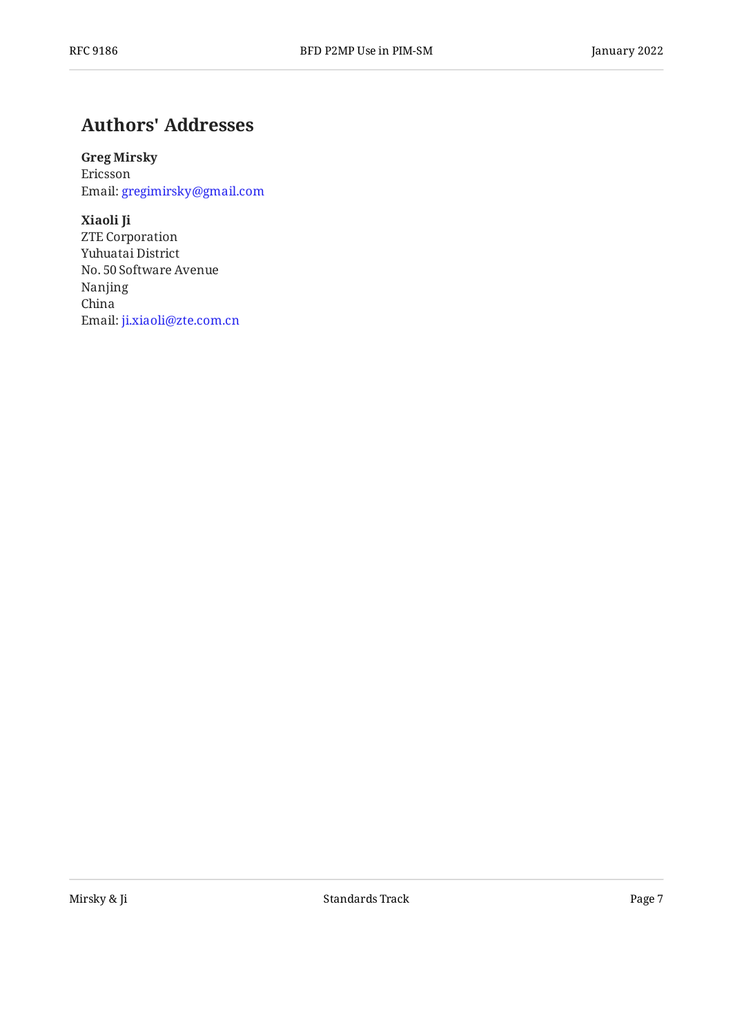## Authors' Addresses

**Greg Mirsky**
Ericsson
Email: gregimirsky@gmail.com

**Xiaoli Ji**
ZTE Corporation
Yuhuatai District
No. 50 Software Avenue
Nanjing
China
Email: ji.xiaoli@zte.com.cn